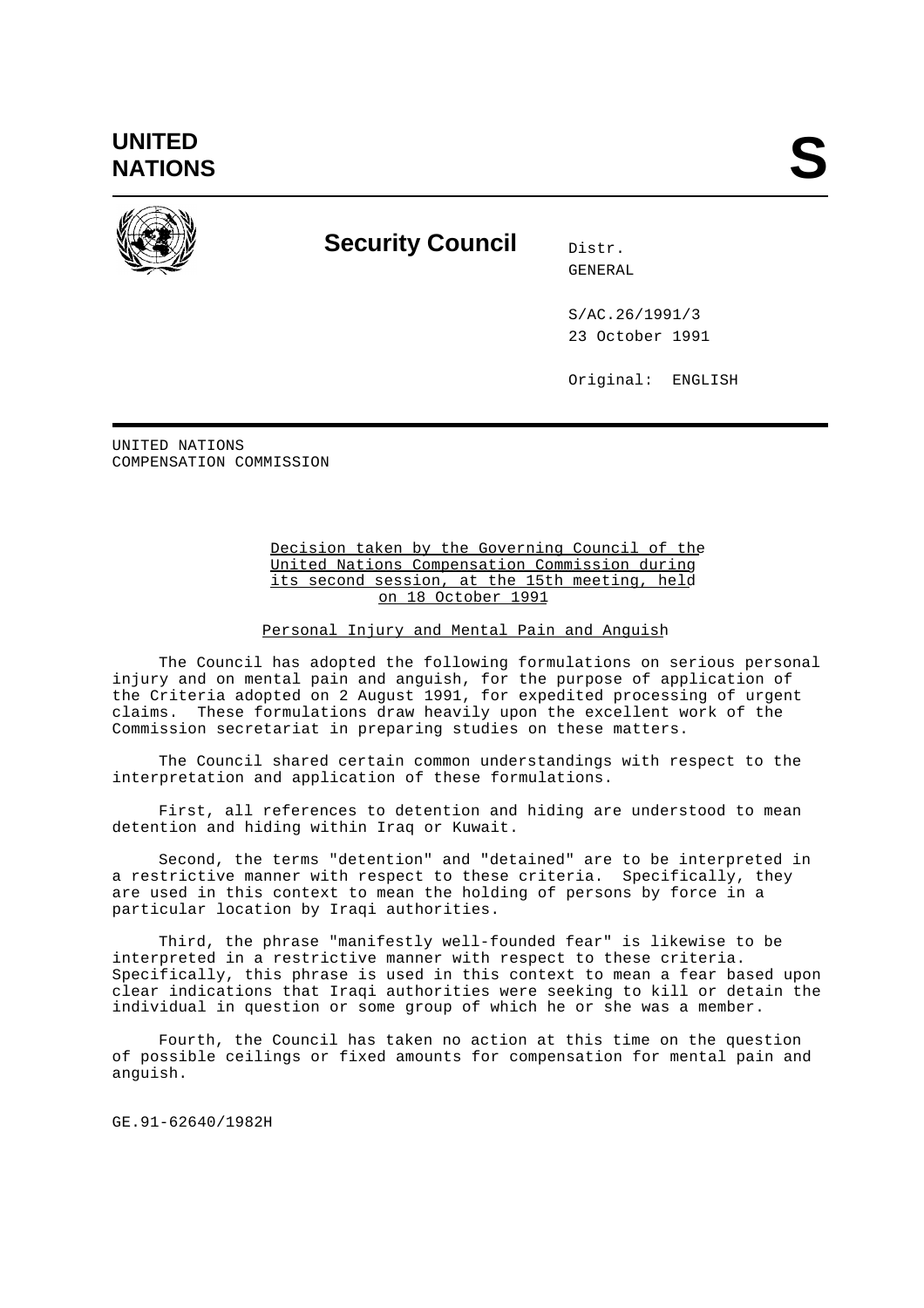UNITED NATIONS

S

# Security Council

Distr.
GENERAL

S/AC.26/1991/3
23 October 1991

Original: ENGLISH

UNITED NATIONS
COMPENSATION COMMISSION

Decision taken by the Governing Council of the United Nations Compensation Commission during its second session, at the 15th meeting, held on 18 October 1991

## Personal Injury and Mental Pain and Anguish

The Council has adopted the following formulations on serious personal injury and on mental pain and anguish, for the purpose of application of the Criteria adopted on 2 August 1991, for expedited processing of urgent claims. These formulations draw heavily upon the excellent work of the Commission secretariat in preparing studies on these matters.

The Council shared certain common understandings with respect to the interpretation and application of these formulations.

First, all references to detention and hiding are understood to mean detention and hiding within Iraq or Kuwait.

Second, the terms "detention" and "detained" are to be interpreted in a restrictive manner with respect to these criteria. Specifically, they are used in this context to mean the holding of persons by force in a particular location by Iraqi authorities.

Third, the phrase "manifestly well-founded fear" is likewise to be interpreted in a restrictive manner with respect to these criteria. Specifically, this phrase is used in this context to mean a fear based upon clear indications that Iraqi authorities were seeking to kill or detain the individual in question or some group of which he or she was a member.

Fourth, the Council has taken no action at this time on the question of possible ceilings or fixed amounts for compensation for mental pain and anguish.

GE.91-62640/1982H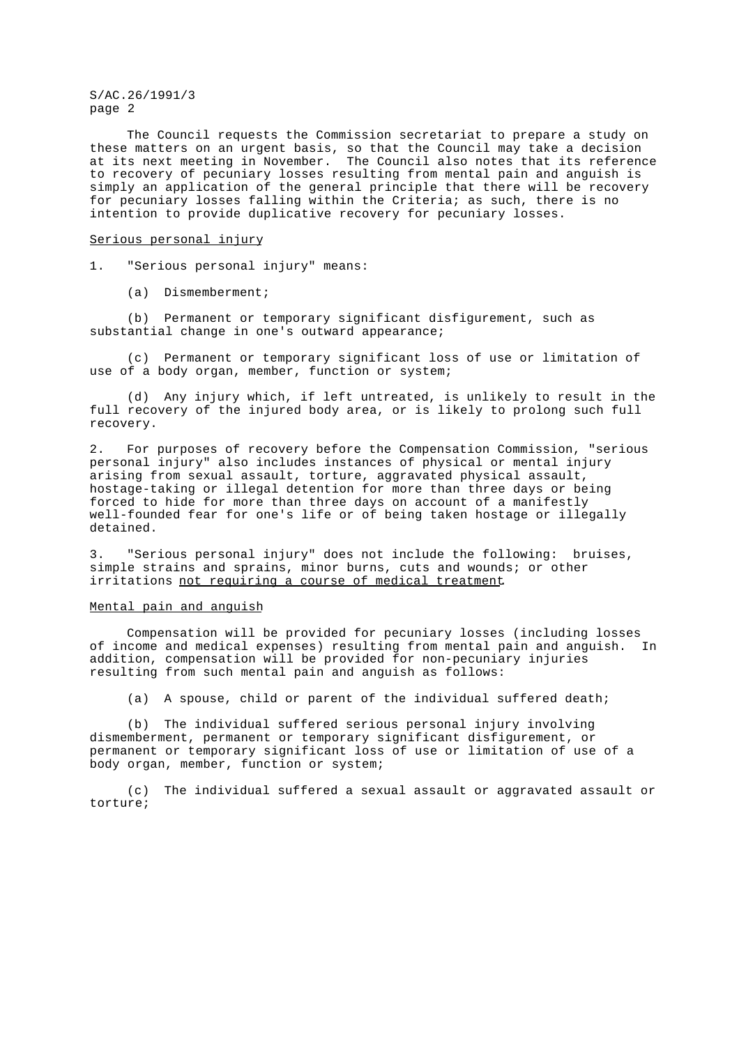The Council requests the Commission secretariat to prepare a study on these matters on an urgent basis, so that the Council may take a decision at its next meeting in November. The Council also notes that its reference to recovery of pecuniary losses resulting from mental pain and anguish is simply an application of the general principle that there will be recovery for pecuniary losses falling within the Criteria; as such, there is no intention to provide duplicative recovery for pecuniary losses.

Serious personal injury

1. "Serious personal injury" means:

(a) Dismemberment;

(b) Permanent or temporary significant disfigurement, such as substantial change in one's outward appearance;

(c) Permanent or temporary significant loss of use or limitation of use of a body organ, member, function or system;

(d) Any injury which, if left untreated, is unlikely to result in the full recovery of the injured body area, or is likely to prolong such full recovery.

2. For purposes of recovery before the Compensation Commission, "serious personal injury" also includes instances of physical or mental injury arising from sexual assault, torture, aggravated physical assault, hostage-taking or illegal detention for more than three days or being forced to hide for more than three days on account of a manifestly well-founded fear for one's life or of being taken hostage or illegally detained.

3. "Serious personal injury" does not include the following: bruises, simple strains and sprains, minor burns, cuts and wounds; or other irritations not requiring a course of medical treatment.

Mental pain and anguish

Compensation will be provided for pecuniary losses (including losses of income and medical expenses) resulting from mental pain and anguish. In addition, compensation will be provided for non-pecuniary injuries resulting from such mental pain and anguish as follows:

(a) A spouse, child or parent of the individual suffered death;

(b) The individual suffered serious personal injury involving dismemberment, permanent or temporary significant disfigurement, or permanent or temporary significant loss of use or limitation of use of a body organ, member, function or system;

(c) The individual suffered a sexual assault or aggravated assault or torture;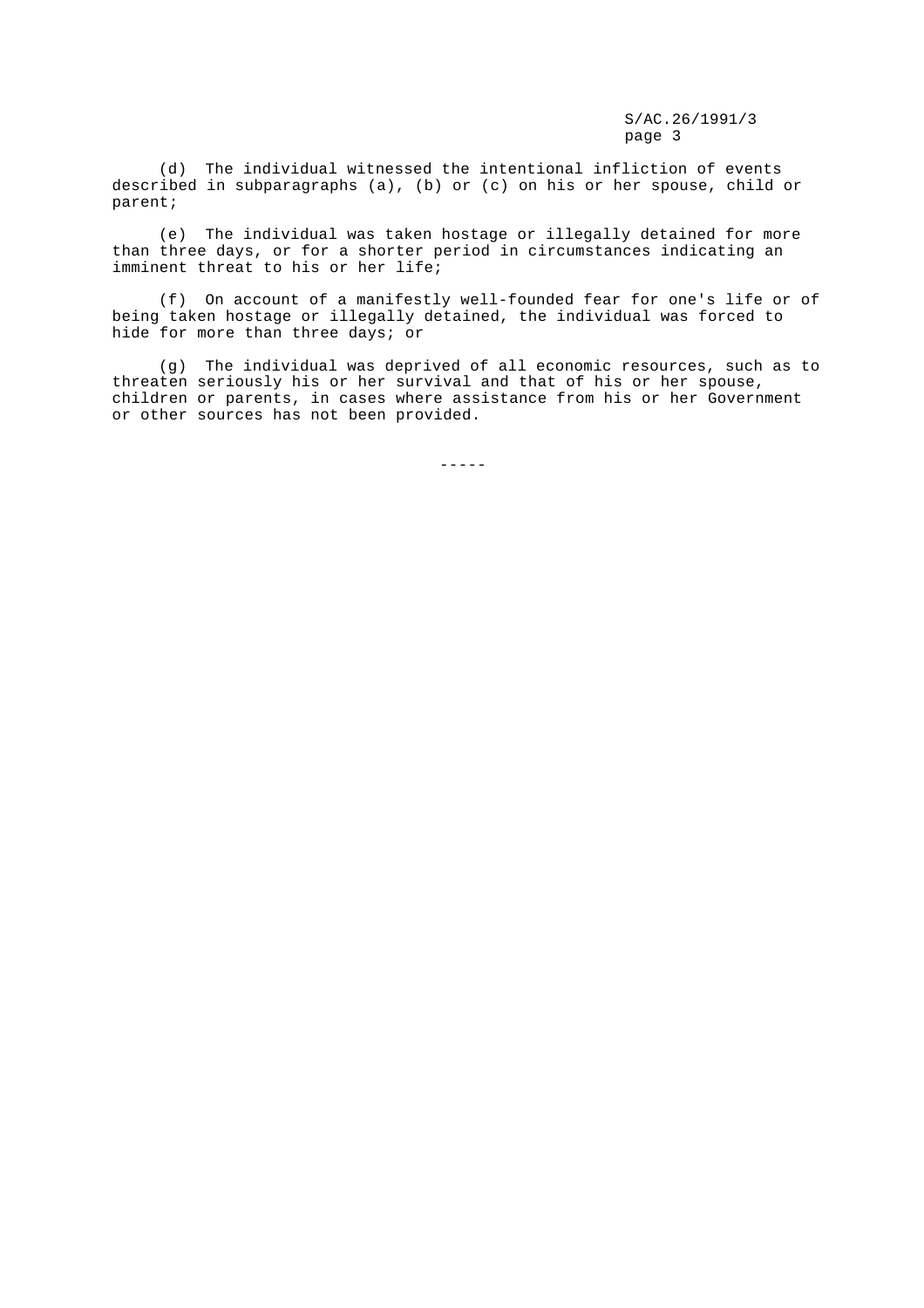(d) The individual witnessed the intentional infliction of events described in subparagraphs (a), (b) or (c) on his or her spouse, child or parent;

(e) The individual was taken hostage or illegally detained for more than three days, or for a shorter period in circumstances indicating an imminent threat to his or her life;

(f) On account of a manifestly well-founded fear for one's life or of being taken hostage or illegally detained, the individual was forced to hide for more than three days; or

(g) The individual was deprived of all economic resources, such as to threaten seriously his or her survival and that of his or her spouse, children or parents, in cases where assistance from his or her Government or other sources has not been provided.

-----